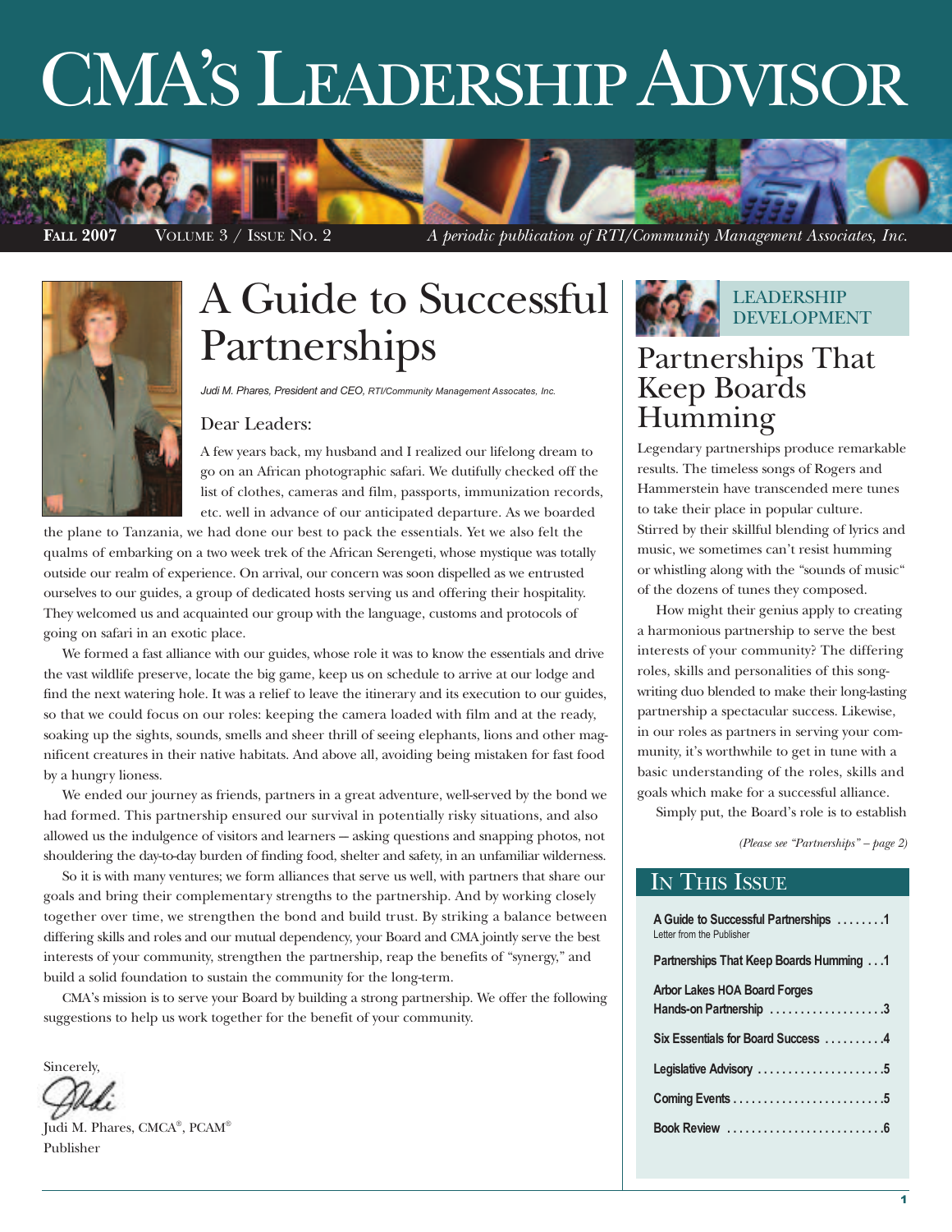# CMA's Leadership Advisor

**Fall 2007** Volume 3 / Issue No. 2 *A periodic publication of RTI/Community Management Associates, Inc.*

## A Guide to Successful Partnerships

*Judi M. Phares, President and CEO, RTI/Community Management Assocates, Inc.*

Dear Leaders:

A few years back, my husband and I realized our lifelong dream to go on an African photographic safari. We dutifully checked off the list of clothes, cameras and film, passports, immunization records, etc. well in advance of our anticipated departure. As we boarded the plane to Tanzania, we had done our best to pack the essentials. Yet we also felt the qualms of embarking on a two week trek of the African Serengeti, whose mystique was totally outside our realm of experience. On arrival, our concern was soon dispelled as we entrusted ourselves to our guides, a group of dedicated hosts serving us and offering their hospitality. They welcomed us and acquainted our group with the language, customs and protocols of going on safari in an exotic place.

We formed a fast alliance with our guides, whose role it was to know the essentials and drive the vast wildlife preserve, locate the big game, keep us on schedule to arrive at our lodge and find the next watering hole. It was a relief to leave the itinerary and its execution to our guides, so that we could focus on our roles: keeping the camera loaded with film and at the ready, soaking up the sights, sounds, smells and sheer thrill of seeing elephants, lions and other magnificent creatures in their native habitats. And above all, avoiding being mistaken for fast food by a hungry lioness.

We ended our journey as friends, partners in a great adventure, well-served by the bond we had formed. This partnership ensured our survival in potentially risky situations, and also allowed us the indulgence of visitors and learners — asking questions and snapping photos, not shouldering the day-to-day burden of finding food, shelter and safety, in an unfamiliar wilderness.

So it is with many ventures; we form alliances that serve us well, with partners that share our goals and bring their complementary strengths to the partnership. And by working closely together over time, we strengthen the bond and build trust. By striking a balance between differing skills and roles and our mutual dependency, your Board and CMA jointly serve the best interests of your community, strengthen the partnership, reap the benefits of "synergy," and build a solid foundation to sustain the community for the long-term.

CMA's mission is to serve your Board by building a strong partnership. We offer the following suggestions to help us work together for the benefit of your community.

Sincerely,

Judi M. Phares, CMCA®, PCAM®
Publisher

---

### Leadership Development

## Partnerships That Keep Boards Humming

Legendary partnerships produce remarkable results. The timeless songs of Rogers and Hammerstein have transcended mere tunes to take their place in popular culture. Stirred by their skillful blending of lyrics and music, we sometimes can't resist humming or whistling along with the "sounds of music" of the dozens of tunes they composed.

How might their genius apply to creating a harmonious partnership to serve the best interests of your community? The differing roles, skills and personalities of this songwriting duo blended to make their long-lasting partnership a spectacular success. Likewise, in our roles as partners in serving your community, it's worthwhile to get in tune with a basic understanding of the roles, skills and goals which make for a successful alliance.

Simply put, the Board's role is to establish

*(Please see "Partnerships" – page 2)*

---

## In This Issue

| | |
|---|---|
| **A Guide to Successful Partnerships** Letter from the Publisher | **1** |
| **Partnerships That Keep Boards Humming** | **1** |
| **Arbor Lakes HOA Board Forges Hands-on Partnership** | **3** |
| **Six Essentials for Board Success** | **4** |
| **Legislative Advisory** | **5** |
| **Coming Events** | **5** |
| **Book Review** | **6** |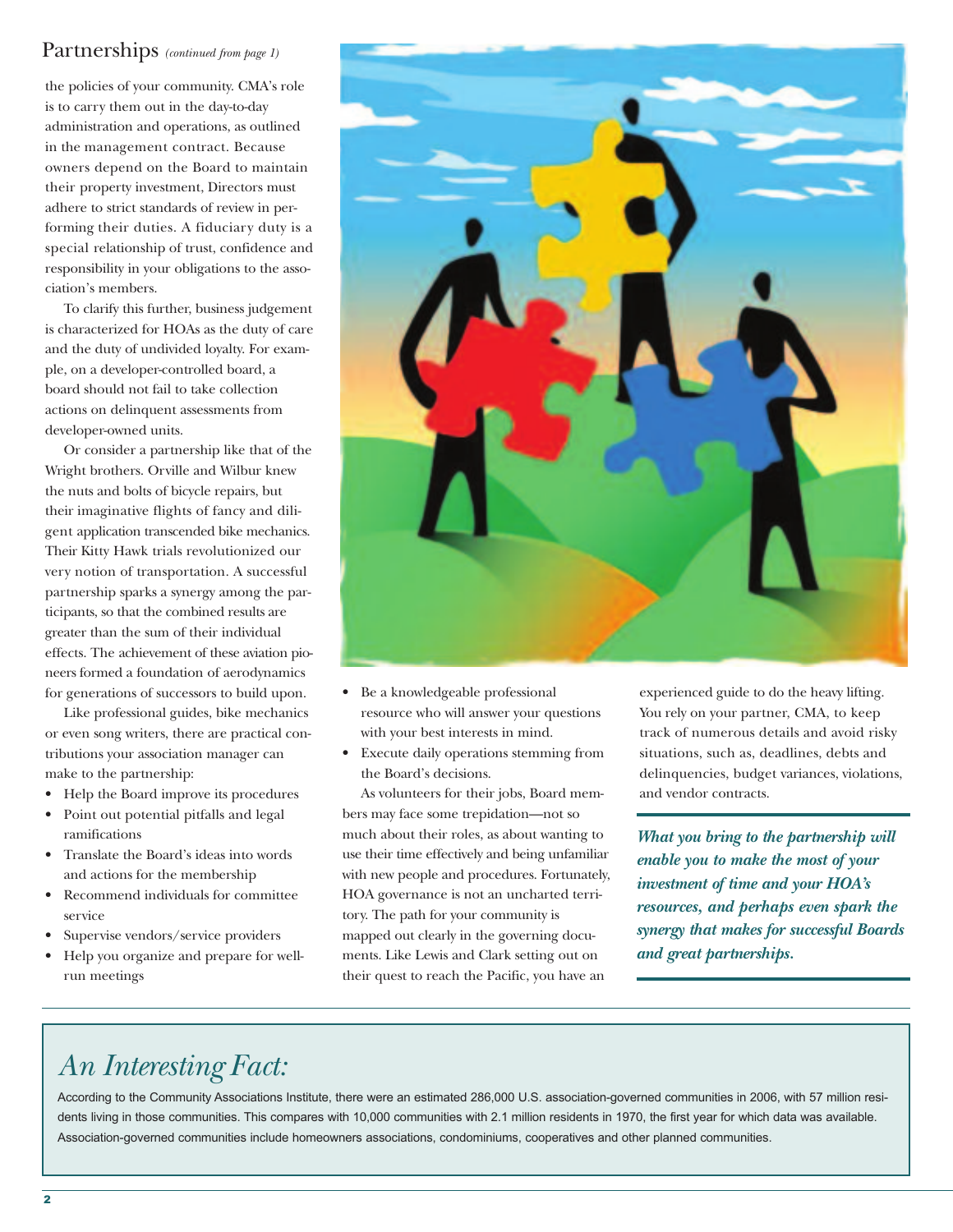## Partnerships *(continued from page 1)*

the policies of your community. CMA's role is to carry them out in the day-to-day administration and operations, as outlined in the management contract. Because owners depend on the Board to maintain their property investment, Directors must adhere to strict standards of review in performing their duties. A fiduciary duty is a special relationship of trust, confidence and responsibility in your obligations to the association's members.

To clarify this further, business judgement is characterized for HOAs as the duty of care and the duty of undivided loyalty. For example, on a developer-controlled board, a board should not fail to take collection actions on delinquent assessments from developer-owned units.

Or consider a partnership like that of the Wright brothers. Orville and Wilbur knew the nuts and bolts of bicycle repairs, but their imaginative flights of fancy and diligent application transcended bike mechanics. Their Kitty Hawk trials revolutionized our very notion of transportation. A successful partnership sparks a synergy among the participants, so that the combined results are greater than the sum of their individual effects. The achievement of these aviation pioneers formed a foundation of aerodynamics for generations of successors to build upon.

Like professional guides, bike mechanics or even song writers, there are practical contributions your association manager can make to the partnership:

- Help the Board improve its procedures
- Point out potential pitfalls and legal ramifications
- Translate the Board's ideas into words and actions for the membership
- Recommend individuals for committee service
- Supervise vendors/service providers
- Help you organize and prepare for well-run meetings
- Be a knowledgeable professional resource who will answer your questions with your best interests in mind.
- Execute daily operations stemming from the Board's decisions.

As volunteers for their jobs, Board members may face some trepidation—not so much about their roles, as about wanting to use their time effectively and being unfamiliar with new people and procedures. Fortunately, HOA governance is not an uncharted territory. The path for your community is mapped out clearly in the governing documents. Like Lewis and Clark setting out on their quest to reach the Pacific, you have an experienced guide to do the heavy lifting. You rely on your partner, CMA, to keep track of numerous details and avoid risky situations, such as, deadlines, debts and delinquencies, budget variances, violations, and vendor contracts.

***What you bring to the partnership will enable you to make the most of your investment of time and your HOA's resources, and perhaps even spark the synergy that makes for successful Boards and great partnerships.***

## *An Interesting Fact:*

According to the Community Associations Institute, there were an estimated 286,000 U.S. association-governed communities in 2006, with 57 million residents living in those communities. This compares with 10,000 communities with 2.1 million residents in 1970, the first year for which data was available. Association-governed communities include homeowners associations, condominiums, cooperatives and other planned communities.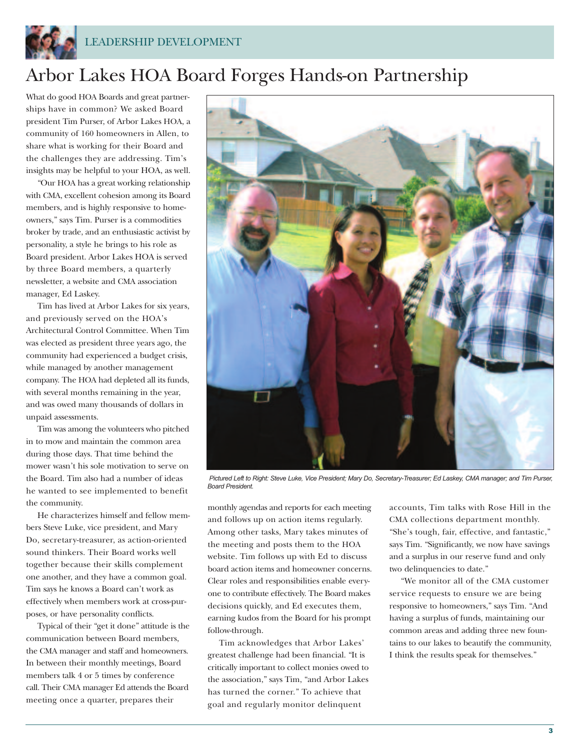LEADERSHIP DEVELOPMENT

# Arbor Lakes HOA Board Forges Hands-on Partnership

What do good HOA Boards and great partnerships have in common? We asked Board president Tim Purser, of Arbor Lakes HOA, a community of 160 homeowners in Allen, to share what is working for their Board and the challenges they are addressing. Tim's insights may be helpful to your HOA, as well.

"Our HOA has a great working relationship with CMA, excellent cohesion among its Board members, and is highly responsive to homeowners," says Tim. Purser is a commodities broker by trade, and an enthusiastic activist by personality, a style he brings to his role as Board president. Arbor Lakes HOA is served by three Board members, a quarterly newsletter, a website and CMA association manager, Ed Laskey.

Tim has lived at Arbor Lakes for six years, and previously served on the HOA's Architectural Control Committee. When Tim was elected as president three years ago, the community had experienced a budget crisis, while managed by another management company. The HOA had depleted all its funds, with several months remaining in the year, and was owed many thousands of dollars in unpaid assessments.

Tim was among the volunteers who pitched in to mow and maintain the common area during those days. That time behind the mower wasn't his sole motivation to serve on the Board. Tim also had a number of ideas he wanted to see implemented to benefit the community.

He characterizes himself and fellow members Steve Luke, vice president, and Mary Do, secretary-treasurer, as action-oriented sound thinkers. Their Board works well together because their skills complement one another, and they have a common goal. Tim says he knows a Board can't work as effectively when members work at cross-purposes, or have personality conflicts.

Typical of their "get it done" attitude is the communication between Board members, the CMA manager and staff and homeowners. In between their monthly meetings, Board members talk 4 or 5 times by conference call. Their CMA manager Ed attends the Board meeting once a quarter, prepares their monthly agendas and reports for each meeting and follows up on action items regularly. Among other tasks, Mary takes minutes of the meeting and posts them to the HOA website. Tim follows up with Ed to discuss board action items and homeowner concerns. Clear roles and responsibilities enable everyone to contribute effectively. The Board makes decisions quickly, and Ed executes them, earning kudos from the Board for his prompt follow-through.

*Pictured Left to Right: Steve Luke, Vice President; Mary Do, Secretary-Treasurer; Ed Laskey, CMA manager; and Tim Purser, Board President.*

Tim acknowledges that Arbor Lakes' greatest challenge had been financial. "It is critically important to collect monies owed to the association," says Tim, "and Arbor Lakes has turned the corner." To achieve that goal and regularly monitor delinquent accounts, Tim talks with Rose Hill in the CMA collections department monthly. "She's tough, fair, effective, and fantastic," says Tim. "Significantly, we now have savings and a surplus in our reserve fund and only two delinquencies to date."

"We monitor all of the CMA customer service requests to ensure we are being responsive to homeowners," says Tim. "And having a surplus of funds, maintaining our common areas and adding three new fountains to our lakes to beautify the community, I think the results speak for themselves."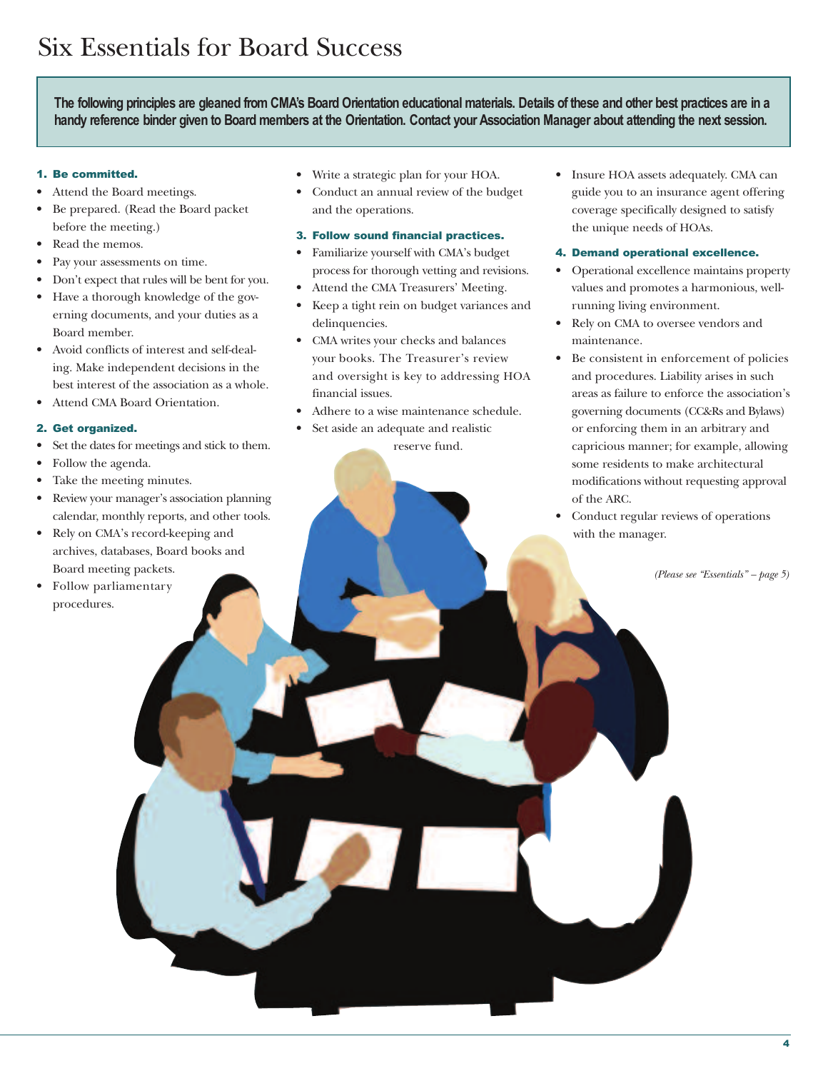# Six Essentials for Board Success

**The following principles are gleaned from CMA's Board Orientation educational materials. Details of these and other best practices are in a handy reference binder given to Board members at the Orientation. Contact your Association Manager about attending the next session.**

### 1. Be committed.

- Attend the Board meetings.
- Be prepared. (Read the Board packet before the meeting.)
- Read the memos.
- Pay your assessments on time.
- Don't expect that rules will be bent for you.
- Have a thorough knowledge of the governing documents, and your duties as a Board member.
- Avoid conflicts of interest and self-dealing. Make independent decisions in the best interest of the association as a whole.
- Attend CMA Board Orientation.

### 2. Get organized.

- Set the dates for meetings and stick to them.
- Follow the agenda.
- Take the meeting minutes.
- Review your manager's association planning calendar, monthly reports, and other tools.
- Rely on CMA's record-keeping and archives, databases, Board books and Board meeting packets.
- Follow parliamentary procedures.
- Write a strategic plan for your HOA.
- Conduct an annual review of the budget and the operations.

### 3. Follow sound financial practices.

- Familiarize yourself with CMA's budget process for thorough vetting and revisions.
- Attend the CMA Treasurers' Meeting.
- Keep a tight rein on budget variances and delinquencies.
- CMA writes your checks and balances your books. The Treasurer's review and oversight is key to addressing HOA financial issues.
- Adhere to a wise maintenance schedule.
- Set aside an adequate and realistic reserve fund.
- Insure HOA assets adequately. CMA can guide you to an insurance agent offering coverage specifically designed to satisfy the unique needs of HOAs.

### 4. Demand operational excellence.

- Operational excellence maintains property values and promotes a harmonious, well-running living environment.
- Rely on CMA to oversee vendors and maintenance.
- Be consistent in enforcement of policies and procedures. Liability arises in such areas as failure to enforce the association's governing documents (CC&Rs and Bylaws) or enforcing them in an arbitrary and capricious manner; for example, allowing some residents to make architectural modifications without requesting approval of the ARC.
- Conduct regular reviews of operations with the manager.

*(Please see "Essentials" – page 5)*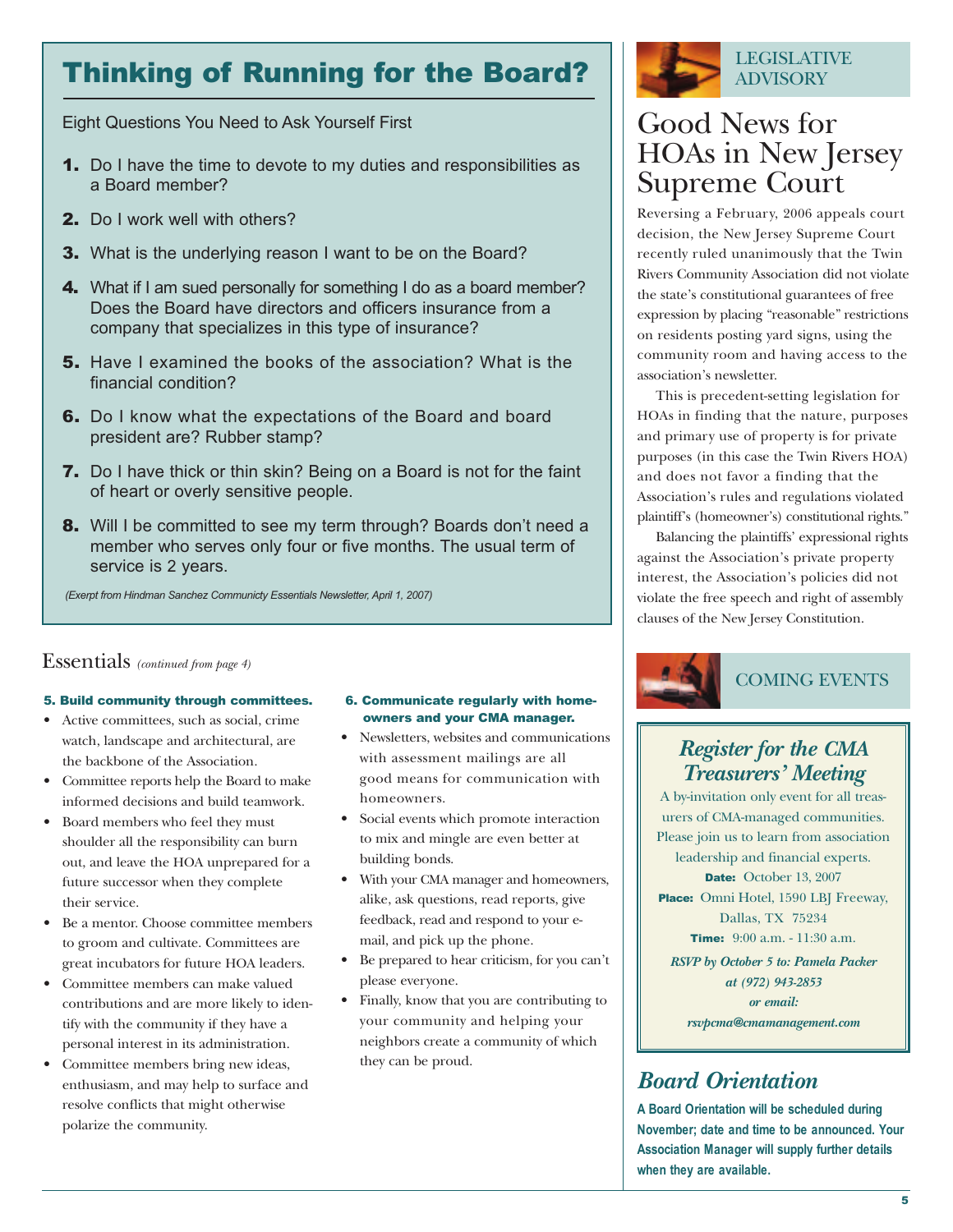## Thinking of Running for the Board?

Eight Questions You Need to Ask Yourself First

1. Do I have the time to devote to my duties and responsibilities as a Board member?
2. Do I work well with others?
3. What is the underlying reason I want to be on the Board?
4. What if I am sued personally for something I do as a board member? Does the Board have directors and officers insurance from a company that specializes in this type of insurance?
5. Have I examined the books of the association? What is the financial condition?
6. Do I know what the expectations of the Board and board president are? Rubber stamp?
7. Do I have thick or thin skin? Being on a Board is not for the faint of heart or overly sensitive people.
8. Will I be committed to see my term through? Boards don't need a member who serves only four or five months. The usual term of service is 2 years.

*(Exerpt from Hindman Sanchez Communicty Essentials Newsletter, April 1, 2007)*

## Essentials *(continued from page 4)*

**5. Build community through committees.**

- Active committees, such as social, crime watch, landscape and architectural, are the backbone of the Association.
- Committee reports help the Board to make informed decisions and build teamwork.
- Board members who feel they must shoulder all the responsibility can burn out, and leave the HOA unprepared for a future successor when they complete their service.
- Be a mentor. Choose committee members to groom and cultivate. Committees are great incubators for future HOA leaders.
- Committee members can make valued contributions and are more likely to identify with the community if they have a personal interest in its administration.
- Committee members bring new ideas, enthusiasm, and may help to surface and resolve conflicts that might otherwise polarize the community.

**6. Communicate regularly with homeowners and your CMA manager.**

- Newsletters, websites and communications with assessment mailings are all good means for communication with homeowners.
- Social events which promote interaction to mix and mingle are even better at building bonds.
- With your CMA manager and homeowners, alike, ask questions, read reports, give feedback, read and respond to your e-mail, and pick up the phone.
- Be prepared to hear criticism, for you can't please everyone.
- Finally, know that you are contributing to your community and helping your neighbors create a community of which they can be proud.

LEGISLATIVE ADVISORY

## Good News for HOAs in New Jersey Supreme Court

Reversing a February, 2006 appeals court decision, the New Jersey Supreme Court recently ruled unanimously that the Twin Rivers Community Association did not violate the state's constitutional guarantees of free expression by placing "reasonable" restrictions on residents posting yard signs, using the community room and having access to the association's newsletter.

This is precedent-setting legislation for HOAs in finding that the nature, purposes and primary use of property is for private purposes (in this case the Twin Rivers HOA) and does not favor a finding that the Association's rules and regulations violated plaintiff's (homeowner's) constitutional rights."

Balancing the plaintiffs' expressional rights against the Association's private property interest, the Association's policies did not violate the free speech and right of assembly clauses of the New Jersey Constitution.

COMING EVENTS

### *Register for the CMA Treasurers' Meeting*

A by-invitation only event for all treasurers of CMA-managed communities. Please join us to learn from association leadership and financial experts.

**Date:** October 13, 2007
**Place:** Omni Hotel, 1590 LBJ Freeway, Dallas, TX 75234
**Time:** 9:00 a.m. - 11:30 a.m.

***RSVP by October 5 to: Pamela Packer at (972) 943-2853 or email: rsvpcma@cmamanagement.com***

### *Board Orientation*

**A Board Orientation will be scheduled during November; date and time to be announced. Your Association Manager will supply further details when they are available.**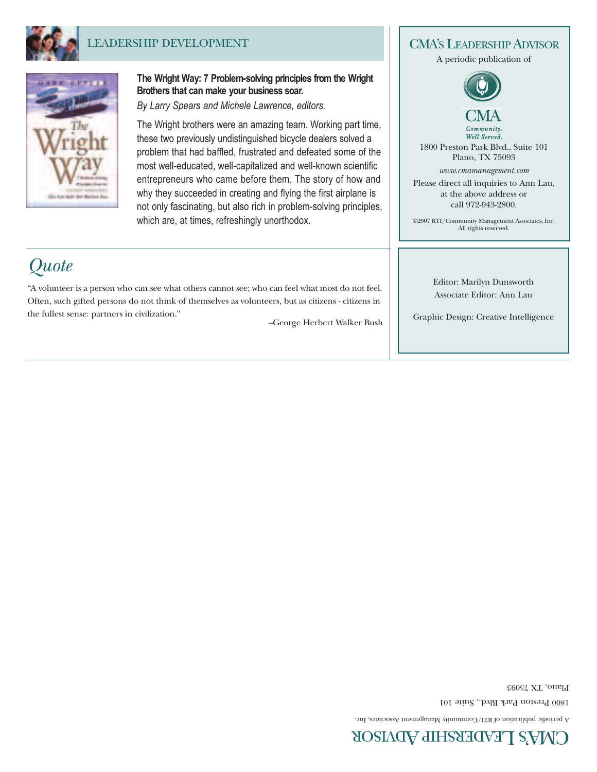## LEADERSHIP DEVELOPMENT

**The Wright Way: 7 Problem-solving principles from the Wright Brothers that can make your business soar.**

*By Larry Spears and Michele Lawrence, editors.*

The Wright brothers were an amazing team. Working part time, these two previously undistinguished bicycle dealers solved a problem that had baffled, frustrated and defeated some of the most well-educated, well-capitalized and well-known scientific entrepreneurs who came before them. The story of how and why they succeeded in creating and flying the first airplane is not only fascinating, but also rich in problem-solving principles, which are, at times, refreshingly unorthodox.

## *Quote*

"A volunteer is a person who can see what others cannot see; who can feel what most do not feel. Often, such gifted persons do not think of themselves as volunteers, but as citizens - citizens in the fullest sense: partners in civilization."

–George Herbert Walker Bush

## CMA'S LEADERSHIP ADVISOR

A periodic publication of

CMA

*Community. Well Served.*

1800 Preston Park Blvd., Suite 101
Plano, TX 75093

*www.cmamanagement.com*

Please direct all inquiries to Ann Lau, at the above address or call 972-943-2800.

©2007 RTI/Community Management Associates, Inc. All rights reserved.

Editor: Marilyn Dunsworth
Associate Editor: Ann Lau

Graphic Design: Creative Intelligence

CMA'S LEADERSHIP ADVISOR

A periodic publication of RTI/Community Management Associates, Inc.

1800 Preston Park Blvd., Suite 101
Plano, TX 75093